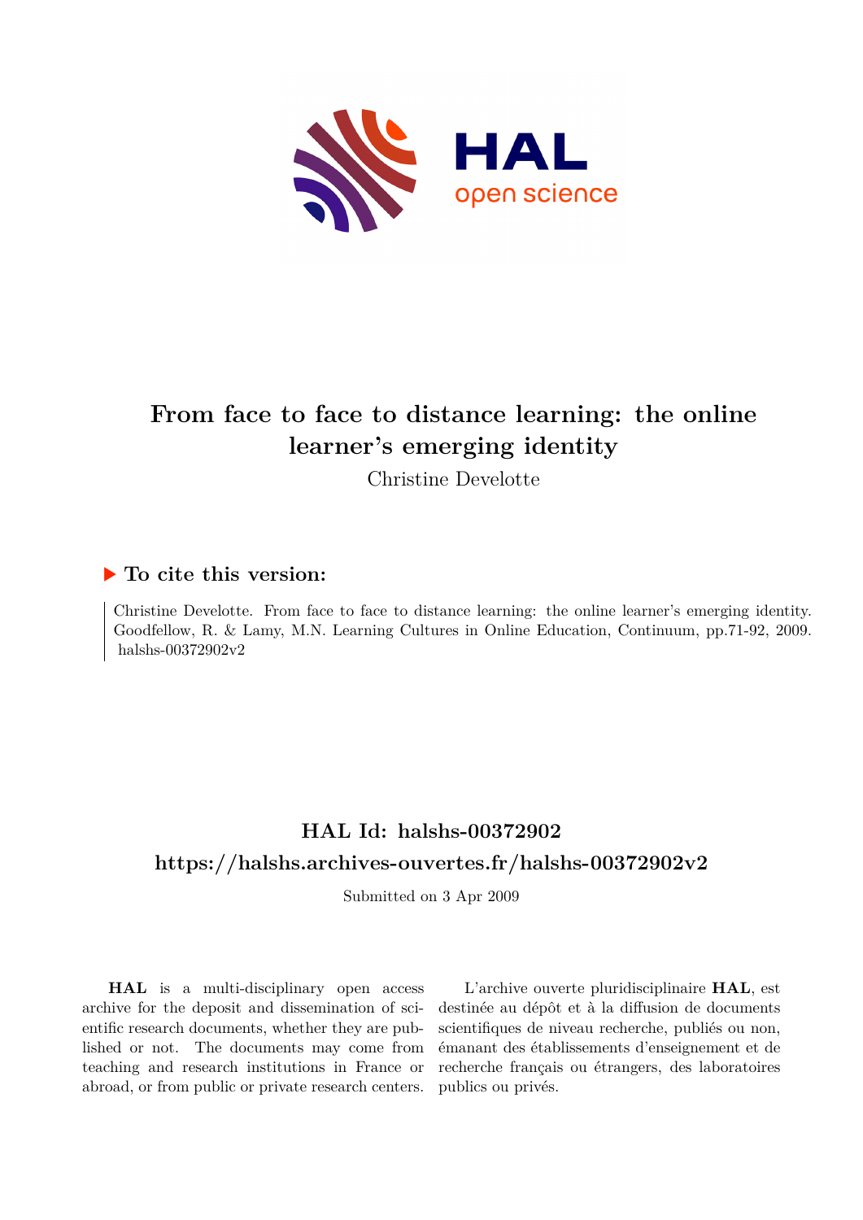# From face to face to distance learning: the online learner's emerging identity

Christine Develotte

## ▶ To cite this version:

Christine Develotte. From face to face to distance learning: the online learner's emerging identity. Goodfellow, R. & Lamy, M.N. Learning Cultures in Online Education, Continuum, pp.71-92, 2009. halshs-00372902v2

## HAL Id: halshs-00372902

## https://halshs.archives-ouvertes.fr/halshs-00372902v2

Submitted on 3 Apr 2009

**HAL** is a multi-disciplinary open access archive for the deposit and dissemination of scientific research documents, whether they are published or not. The documents may come from teaching and research institutions in France or abroad, or from public or private research centers.

L'archive ouverte pluridisciplinaire **HAL**, est destinée au dépôt et à la diffusion de documents scientifiques de niveau recherche, publiés ou non, émanant des établissements d'enseignement et de recherche français ou étrangers, des laboratoires publics ou privés.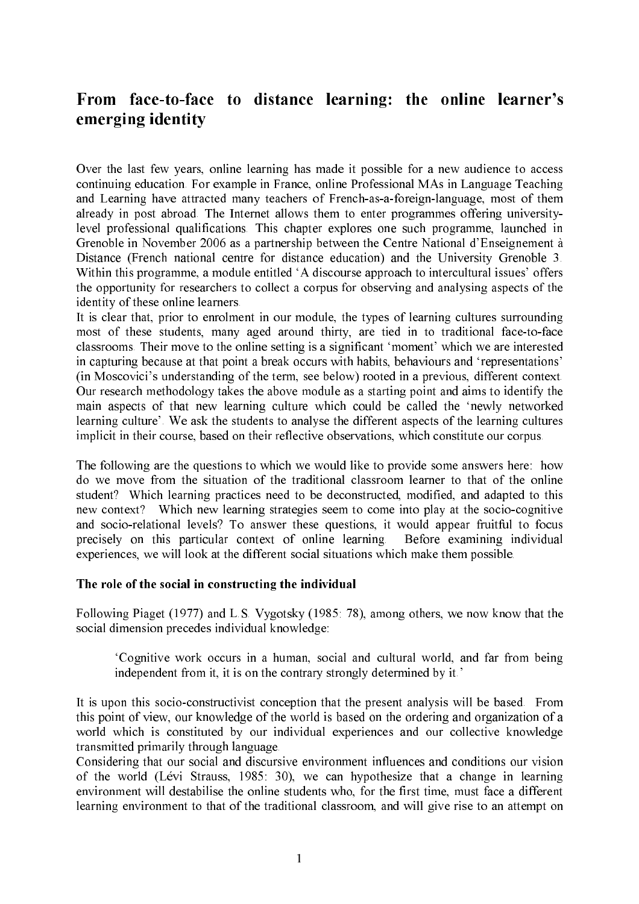# From face-to-face to distance learning: the online learner's emerging identity

Over the last few years, online learning has made it possible for a new audience to access continuing education. For example in France, online Professional MAs in Language Teaching and Learning have attracted many teachers of French-as-a-foreign-language, most of them already in post abroad. The Internet allows them to enter programmes offering university-level professional qualifications. This chapter explores one such programme, launched in Grenoble in November 2006 as a partnership between the Centre National d'Enseignement à Distance (French national centre for distance education) and the University Grenoble 3. Within this programme, a module entitled 'A discourse approach to intercultural issues' offers the opportunity for researchers to collect a corpus for observing and analysing aspects of the identity of these online learners.

It is clear that, prior to enrolment in our module, the types of learning cultures surrounding most of these students, many aged around thirty, are tied in to traditional face-to-face classrooms. Their move to the online setting is a significant 'moment' which we are interested in capturing because at that point a break occurs with habits, behaviours and 'representations' (in Moscovici's understanding of the term, see below) rooted in a previous, different context. Our research methodology takes the above module as a starting point and aims to identify the main aspects of that new learning culture which could be called the 'newly networked learning culture'. We ask the students to analyse the different aspects of the learning cultures implicit in their course, based on their reflective observations, which constitute our corpus.

The following are the questions to which we would like to provide some answers here: how do we move from the situation of the traditional classroom learner to that of the online student? Which learning practices need to be deconstructed, modified, and adapted to this new context? Which new learning strategies seem to come into play at the socio-cognitive and socio-relational levels? To answer these questions, it would appear fruitful to focus precisely on this particular context of online learning. Before examining individual experiences, we will look at the different social situations which make them possible.

### The role of the social in constructing the individual

Following Piaget (1977) and L.S. Vygotsky (1985: 78), among others, we now know that the social dimension precedes individual knowledge:

> 'Cognitive work occurs in a human, social and cultural world, and far from being independent from it, it is on the contrary strongly determined by it.'

It is upon this socio-constructivist conception that the present analysis will be based. From this point of view, our knowledge of the world is based on the ordering and organization of a world which is constituted by our individual experiences and our collective knowledge transmitted primarily through language.

Considering that our social and discursive environment influences and conditions our vision of the world (Lévi Strauss, 1985: 30), we can hypothesize that a change in learning environment will destabilise the online students who, for the first time, must face a different learning environment to that of the traditional classroom, and will give rise to an attempt on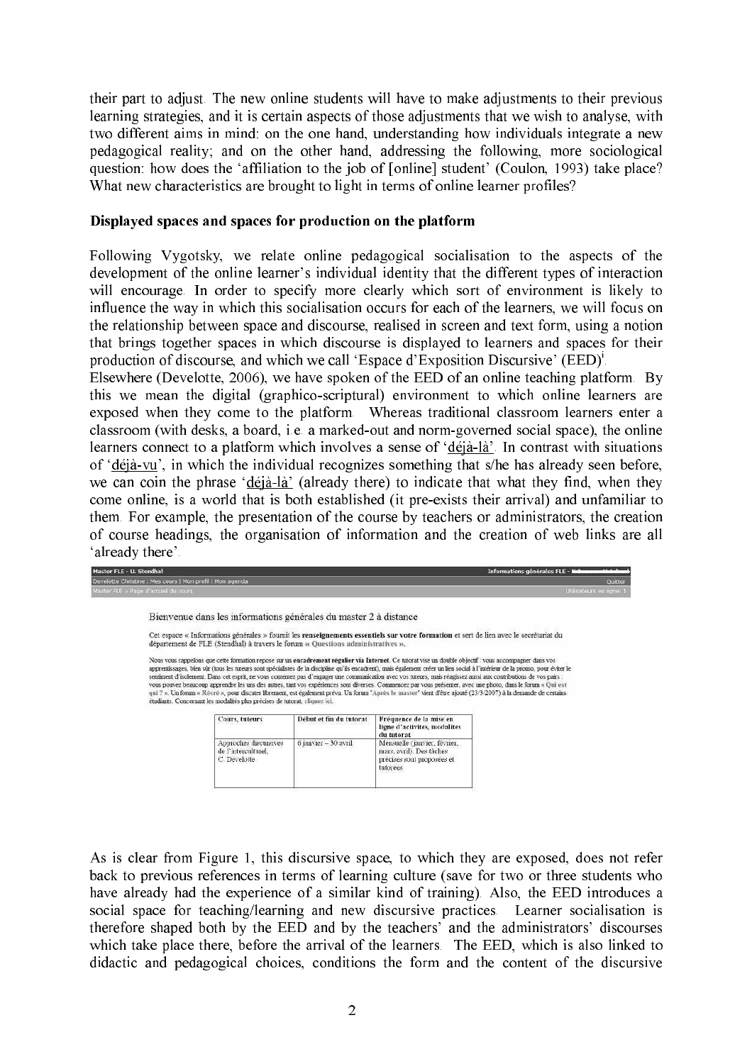their part to adjust. The new online students will have to make adjustments to their previous learning strategies, and it is certain aspects of those adjustments that we wish to analyse, with two different aims in mind: on the one hand, understanding how individuals integrate a new pedagogical reality; and on the other hand, addressing the following, more sociological question: how does the 'affiliation to the job of [online] student' (Coulon, 1993) take place? What new characteristics are brought to light in terms of online learner profiles?

**Displayed spaces and spaces for production on the platform**

Following Vygotsky, we relate online pedagogical socialisation to the aspects of the development of the online learner's individual identity that the different types of interaction will encourage. In order to specify more clearly which sort of environment is likely to influence the way in which this socialisation occurs for each of the learners, we will focus on the relationship between space and discourse, realised in screen and text form, using a notion that brings together spaces in which discourse is displayed to learners and spaces for their production of discourse, and which we call 'Espace d'Exposition Discursive' (EED)[i].

Elsewhere (Develotte, 2006), we have spoken of the EED of an online teaching platform. By this we mean the digital (graphico-scriptural) environment to which online learners are exposed when they come to the platform. Whereas traditional classroom learners enter a classroom (with desks, a board, i.e. a marked-out and norm-governed social space), the online learners connect to a platform which involves a sense of 'déjà-là'. In contrast with situations of 'déjà-vu', in which the individual recognizes something that s/he has already seen before, we can coin the phrase 'déjà-là' (already there) to indicate that what they find, when they come online, is a world that is both established (it pre-exists their arrival) and unfamiliar to them. For example, the presentation of the course by teachers or administrators, the creation of course headings, the organisation of information and the creation of web links are all 'already there'.

Master FLE - U. Stendhal | Informations générales FLE -

Develotte Christine : Mes cours | Mon profil | Mon agenda | Quitter

Master FLE > Page d'accueil du cours | Utilisateurs en ligne: 1

Bienvenue dans les informations générales du master 2 à distance

Cet espace « Informations générales » fournit les **renseignements essentiels sur votre formation** et sert de lien avec le secrétariat du département de FLE (Stendhal) à travers le forum « Questions administratives ».

Nous vous rappelons que cette formation repose sur un **encadrement régulier via Internet**. Ce tutorat vise un double objectif : vous accompagner dans vos apprentissages, bien sûr (tous les tuteurs sont spécialistes de la discipline qu'ils encadrent), mais également créer un lien social à l'intérieur de la promo, pour éviter le sentiment d'isolement. Dans cet esprit, ne vous contentez pas d'engager une communication avec vos tuteurs, mais réagissez aussi aux contributions de vos pairs : vous pouvez beaucoup apprendre les uns des autres, tant vos expériences sont diverses. Commencez par vous présenter, avec une photo, dans le forum « Qui est qui ? ». Un forum « Récré », pour discuter librement, est également prévu. Un forum "Après le master" vient d'être ajouté (23/3/2007) à la demande de certains étudiants. Concernant les modalités plus précises de tutorat, cliquer ici.

| Cours, tuteurs | Début et fin du tutorat | Fréquence de la mise en ligne d'activités, modalités du tutorat |
|---|---|---|
| Approches discursives de l'interculturel, C. Develotte | 6 janvier – 30 avril | Mensuelle (janvier, février, mars, avril). Des tâches précises sont proposées et tutorées. |

As is clear from Figure 1, this discursive space, to which they are exposed, does not refer back to previous references in terms of learning culture (save for two or three students who have already had the experience of a similar kind of training). Also, the EED introduces a social space for teaching/learning and new discursive practices. Learner socialisation is therefore shaped both by the EED and by the teachers' and the administrators' discourses which take place there, before the arrival of the learners. The EED, which is also linked to didactic and pedagogical choices, conditions the form and the content of the discursive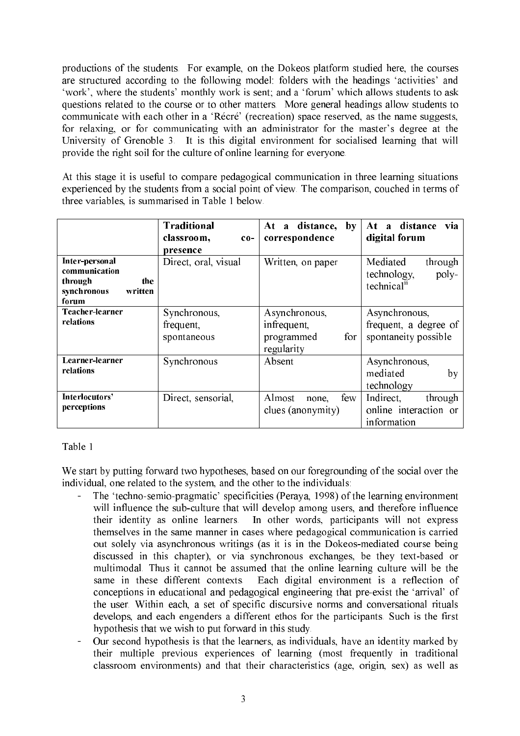productions of the students. For example, on the Dokeos platform studied here, the courses are structured according to the following model: folders with the headings 'activities' and 'work', where the students' monthly work is sent; and a 'forum' which allows students to ask questions related to the course or to other matters. More general headings allow students to communicate with each other in a 'Récré' (recreation) space reserved, as the name suggests, for relaxing, or for communicating with an administrator for the master's degree at the University of Grenoble 3. It is this digital environment for socialised learning that will provide the right soil for the culture of online learning for everyone.

At this stage it is useful to compare pedagogical communication in three learning situations experienced by the students from a social point of view. The comparison, couched in terms of three variables, is summarised in Table 1 below.

| | **Traditional classroom, co-presence** | **At a distance, by correspondence** | **At a distance via digital forum** |
|---|---|---|---|
| **Inter-personal communication through the synchronous written forum** | Direct, oral, visual | Written, on paper | Mediated through technology, poly-technical[ii] |
| **Teacher-learner relations** | Synchronous, frequent, spontaneous | Asynchronous, infrequent, programmed for regularity | Asynchronous, frequent, a degree of spontaneity possible |
| **Learner-learner relations** | Synchronous | Absent | Asynchronous, mediated by technology |
| **Interlocutors' perceptions** | Direct, sensorial, | Almost none, few clues (anonymity) | Indirect, through online interaction or information |

Table 1

We start by putting forward two hypotheses, based on our foregrounding of the social over the individual, one related to the system, and the other to the individuals:

- The 'techno-semio-pragmatic' specificities (Peraya, 1998) of the learning environment will influence the sub-culture that will develop among users, and therefore influence their identity as online learners. In other words, participants will not express themselves in the same manner in cases where pedagogical communication is carried out solely via asynchronous writings (as it is in the Dokeos-mediated course being discussed in this chapter), or via synchronous exchanges, be they text-based or multimodal. Thus it cannot be assumed that the online learning culture will be the same in these different contexts. Each digital environment is a reflection of conceptions in educational and pedagogical engineering that pre-exist the 'arrival' of the user. Within each, a set of specific discursive norms and conversational rituals develops, and each engenders a different ethos for the participants. Such is the first hypothesis that we wish to put forward in this study.
- Our second hypothesis is that the learners, as individuals, have an identity marked by their multiple previous experiences of learning (most frequently in traditional classroom environments) and that their characteristics (age, origin, sex) as well as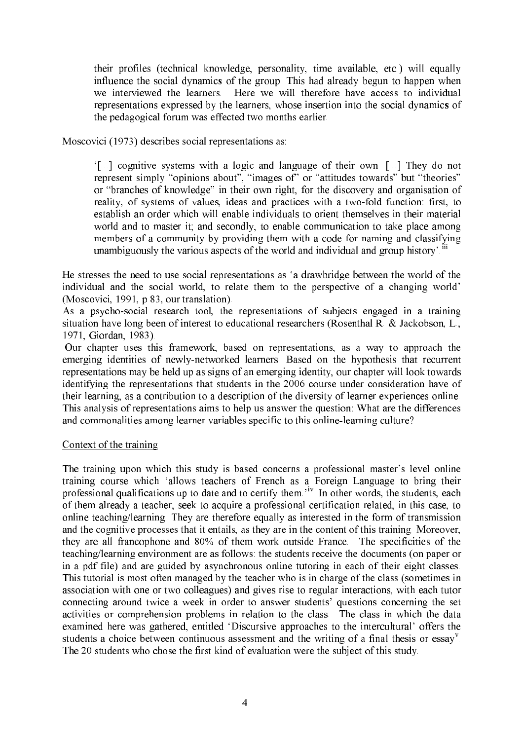their profiles (technical knowledge, personality, time available, etc.) will equally influence the social dynamics of the group. This had already begun to happen when we interviewed the learners. Here we will therefore have access to individual representations expressed by the learners, whose insertion into the social dynamics of the pedagogical forum was effected two months earlier.

Moscovici (1973) describes social representations as:

> '[...] cognitive systems with a logic and language of their own. [...] They do not represent simply "opinions about", "images of" or "attitudes towards" but "theories" or "branches of knowledge" in their own right, for the discovery and organisation of reality, of systems of values, ideas and practices with a two-fold function: first, to establish an order which will enable individuals to orient themselves in their material world and to master it; and secondly, to enable communication to take place among members of a community by providing them with a code for naming and classifying unambiguously the various aspects of the world and individual and group history'.[iii]

He stresses the need to use social representations as 'a drawbridge between the world of the individual and the social world, to relate them to the perspective of a changing world' (Moscovici, 1991, p 83, our translation).

As a psycho-social research tool, the representations of subjects engaged in a training situation have long been of interest to educational researchers (Rosenthal R. & Jackobson, L., 1971, Giordan, 1983).

Our chapter uses this framework, based on representations, as a way to approach the emerging identities of newly-networked learners. Based on the hypothesis that recurrent representations may be held up as signs of an emerging identity, our chapter will look towards identifying the representations that students in the 2006 course under consideration have of their learning, as a contribution to a description of the diversity of learner experiences online. This analysis of representations aims to help us answer the question: What are the differences and commonalities among learner variables specific to this online-learning culture?

Context of the training

The training upon which this study is based concerns a professional master's level online training course which 'allows teachers of French as a Foreign Language to bring their professional qualifications up to date and to certify them.'[iv] In other words, the students, each of them already a teacher, seek to acquire a professional certification related, in this case, to online teaching/learning. They are therefore equally as interested in the form of transmission and the cognitive processes that it entails, as they are in the content of this training. Moreover, they are all francophone and 80% of them work outside France. The specificities of the teaching/learning environment are as follows: the students receive the documents (on paper or in a pdf file) and are guided by asynchronous online tutoring in each of their eight classes. This tutorial is most often managed by the teacher who is in charge of the class (sometimes in association with one or two colleagues) and gives rise to regular interactions, with each tutor connecting around twice a week in order to answer students' questions concerning the set activities or comprehension problems in relation to the class. The class in which the data examined here was gathered, entitled 'Discursive approaches to the intercultural' offers the students a choice between continuous assessment and the writing of a final thesis or essay[v]. The 20 students who chose the first kind of evaluation were the subject of this study.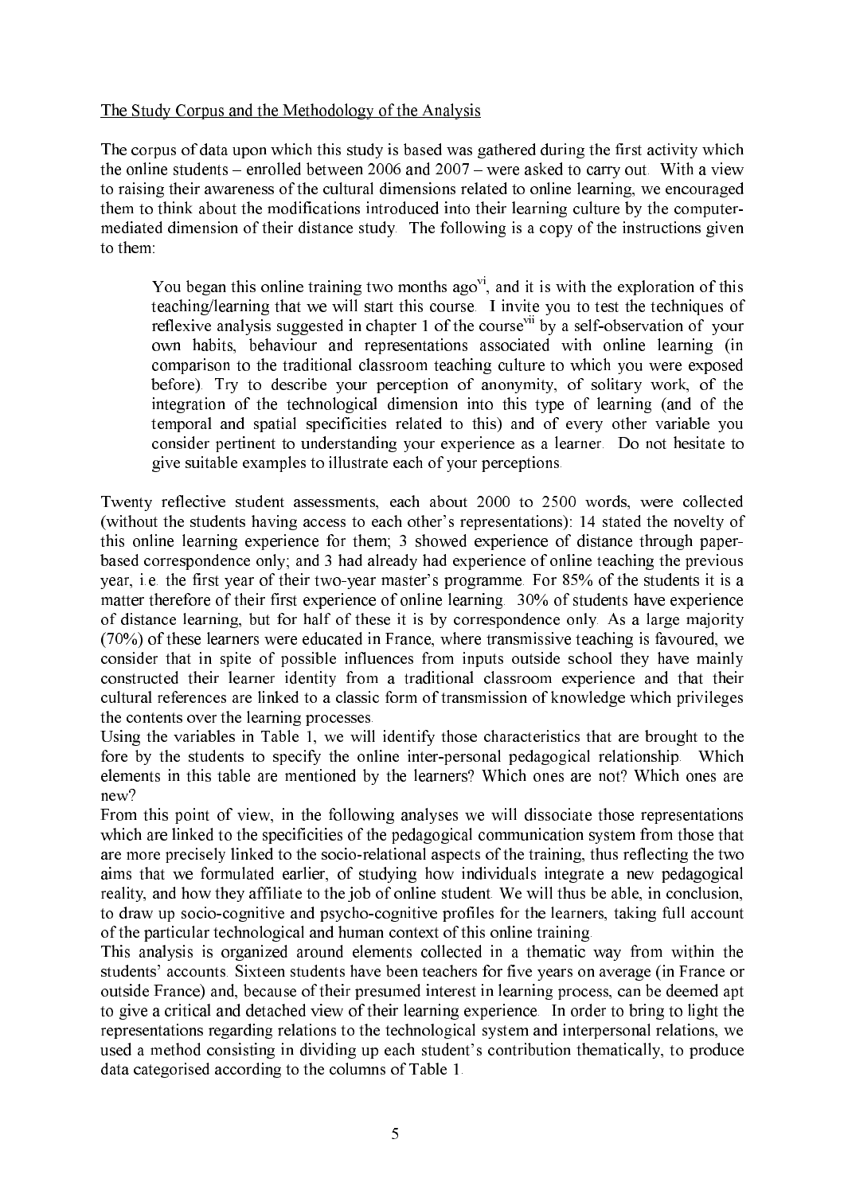The Study Corpus and the Methodology of the Analysis

The corpus of data upon which this study is based was gathered during the first activity which the online students – enrolled between 2006 and 2007 – were asked to carry out. With a view to raising their awareness of the cultural dimensions related to online learning, we encouraged them to think about the modifications introduced into their learning culture by the computer-mediated dimension of their distance study. The following is a copy of the instructions given to them:

> You began this online training two months ago[vi], and it is with the exploration of this teaching/learning that we will start this course. I invite you to test the techniques of reflexive analysis suggested in chapter 1 of the course[vii] by a self-observation of your own habits, behaviour and representations associated with online learning (in comparison to the traditional classroom teaching culture to which you were exposed before). Try to describe your perception of anonymity, of solitary work, of the integration of the technological dimension into this type of learning (and of the temporal and spatial specificities related to this) and of every other variable you consider pertinent to understanding your experience as a learner. Do not hesitate to give suitable examples to illustrate each of your perceptions.

Twenty reflective student assessments, each about 2000 to 2500 words, were collected (without the students having access to each other's representations): 14 stated the novelty of this online learning experience for them; 3 showed experience of distance through paper-based correspondence only; and 3 had already had experience of online teaching the previous year, i.e. the first year of their two-year master's programme. For 85% of the students it is a matter therefore of their first experience of online learning. 30% of students have experience of distance learning, but for half of these it is by correspondence only. As a large majority (70%) of these learners were educated in France, where transmissive teaching is favoured, we consider that in spite of possible influences from inputs outside school they have mainly constructed their learner identity from a traditional classroom experience and that their cultural references are linked to a classic form of transmission of knowledge which privileges the contents over the learning processes.

Using the variables in Table 1, we will identify those characteristics that are brought to the fore by the students to specify the online inter-personal pedagogical relationship. Which elements in this table are mentioned by the learners? Which ones are not? Which ones are new?

From this point of view, in the following analyses we will dissociate those representations which are linked to the specificities of the pedagogical communication system from those that are more precisely linked to the socio-relational aspects of the training, thus reflecting the two aims that we formulated earlier, of studying how individuals integrate a new pedagogical reality, and how they affiliate to the job of online student. We will thus be able, in conclusion, to draw up socio-cognitive and psycho-cognitive profiles for the learners, taking full account of the particular technological and human context of this online training.

This analysis is organized around elements collected in a thematic way from within the students' accounts. Sixteen students have been teachers for five years on average (in France or outside France) and, because of their presumed interest in learning process, can be deemed apt to give a critical and detached view of their learning experience. In order to bring to light the representations regarding relations to the technological system and interpersonal relations, we used a method consisting in dividing up each student's contribution thematically, to produce data categorised according to the columns of Table 1.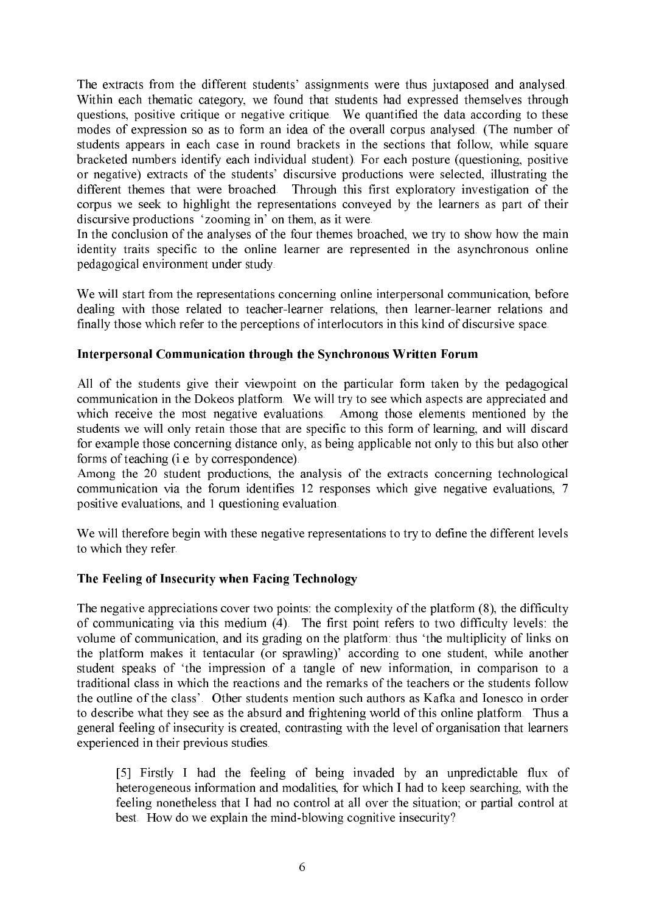The extracts from the different students' assignments were thus juxtaposed and analysed. Within each thematic category, we found that students had expressed themselves through questions, positive critique or negative critique. We quantified the data according to these modes of expression so as to form an idea of the overall corpus analysed. (The number of students appears in each case in round brackets in the sections that follow, while square bracketed numbers identify each individual student). For each posture (questioning, positive or negative) extracts of the students' discursive productions were selected, illustrating the different themes that were broached. Through this first exploratory investigation of the corpus we seek to highlight the representations conveyed by the learners as part of their discursive productions 'zooming in' on them, as it were.

In the conclusion of the analyses of the four themes broached, we try to show how the main identity traits specific to the online learner are represented in the asynchronous online pedagogical environment under study.

We will start from the representations concerning online interpersonal communication, before dealing with those related to teacher-learner relations, then learner-learner relations and finally those which refer to the perceptions of interlocutors in this kind of discursive space.

**Interpersonal Communication through the Synchronous Written Forum**

All of the students give their viewpoint on the particular form taken by the pedagogical communication in the Dokeos platform. We will try to see which aspects are appreciated and which receive the most negative evaluations. Among those elements mentioned by the students we will only retain those that are specific to this form of learning, and will discard for example those concerning distance only, as being applicable not only to this but also other forms of teaching (i.e. by correspondence).

Among the 20 student productions, the analysis of the extracts concerning technological communication via the forum identifies 12 responses which give negative evaluations, 7 positive evaluations, and 1 questioning evaluation.

We will therefore begin with these negative representations to try to define the different levels to which they refer.

**The Feeling of Insecurity when Facing Technology**

The negative appreciations cover two points: the complexity of the platform (8), the difficulty of communicating via this medium (4). The first point refers to two difficulty levels: the volume of communication, and its grading on the platform: thus 'the multiplicity of links on the platform makes it tentacular (or sprawling)' according to one student, while another student speaks of 'the impression of a tangle of new information, in comparison to a traditional class in which the reactions and the remarks of the teachers or the students follow the outline of the class'. Other students mention such authors as Kafka and Ionesco in order to describe what they see as the absurd and frightening world of this online platform. Thus a general feeling of insecurity is created, contrasting with the level of organisation that learners experienced in their previous studies.

> [5] Firstly I had the feeling of being invaded by an unpredictable flux of heterogeneous information and modalities, for which I had to keep searching, with the feeling nonetheless that I had no control at all over the situation; or partial control at best. How do we explain the mind-blowing cognitive insecurity?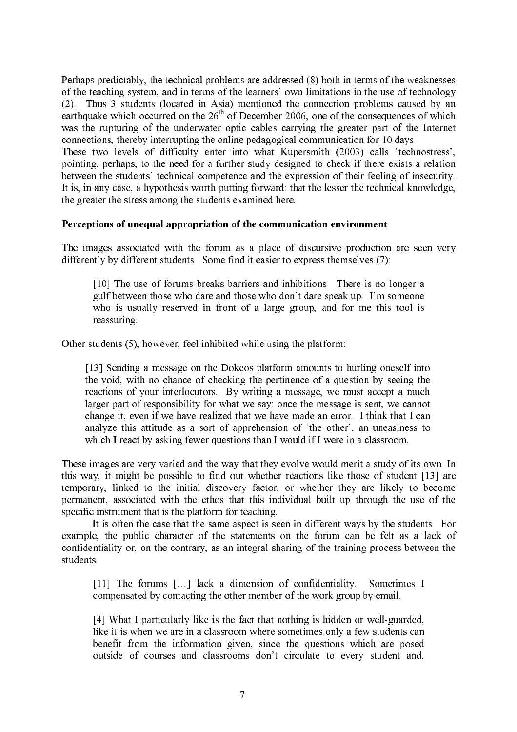Perhaps predictably, the technical problems are addressed (8) both in terms of the weaknesses of the teaching system, and in terms of the learners' own limitations in the use of technology (2). Thus 3 students (located in Asia) mentioned the connection problems caused by an earthquake which occurred on the 26th of December 2006, one of the consequences of which was the rupturing of the underwater optic cables carrying the greater part of the Internet connections, thereby interrupting the online pedagogical communication for 10 days.

These two levels of difficulty enter into what Kupersmith (2003) calls 'technostress', pointing, perhaps, to the need for a further study designed to check if there exists a relation between the students' technical competence and the expression of their feeling of insecurity. It is, in any case, a hypothesis worth putting forward: that the lesser the technical knowledge, the greater the stress among the students examined here.

### Perceptions of unequal appropriation of the communication environment

The images associated with the forum as a place of discursive production are seen very differently by different students. Some find it easier to express themselves (7):

> [10] The use of forums breaks barriers and inhibitions. There is no longer a gulf between those who dare and those who don't dare speak up. I'm someone who is usually reserved in front of a large group, and for me this tool is reassuring.

Other students (5), however, feel inhibited while using the platform:

> [13] Sending a message on the Dokeos platform amounts to hurling oneself into the void, with no chance of checking the pertinence of a question by seeing the reactions of your interlocutors. By writing a message, we must accept a much larger part of responsibility for what we say: once the message is sent, we cannot change it, even if we have realized that we have made an error. I think that I can analyze this attitude as a sort of apprehension of 'the other', an uneasiness to which I react by asking fewer questions than I would if I were in a classroom.

These images are very varied and the way that they evolve would merit a study of its own. In this way, it might be possible to find out whether reactions like those of student [13] are temporary, linked to the initial discovery factor, or whether they are likely to become permanent, associated with the ethos that this individual built up through the use of the specific instrument that is the platform for teaching.

It is often the case that the same aspect is seen in different ways by the students. For example, the public character of the statements on the forum can be felt as a lack of confidentiality or, on the contrary, as an integral sharing of the training process between the students.

> [11] The forums […] lack a dimension of confidentiality. Sometimes I compensated by contacting the other member of the work group by email.

> [4] What I particularly like is the fact that nothing is hidden or well-guarded, like it is when we are in a classroom where sometimes only a few students can benefit from the information given, since the questions which are posed outside of courses and classrooms don't circulate to every student and,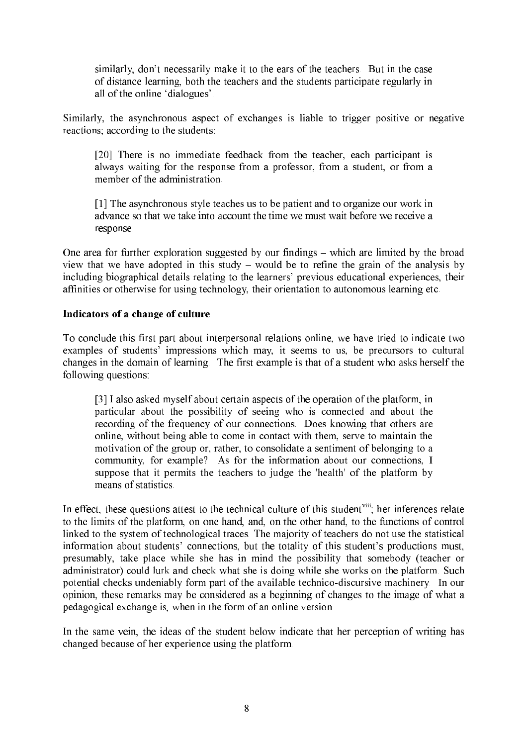> similarly, don't necessarily make it to the ears of the teachers. But in the case of distance learning, both the teachers and the students participate regularly in all of the online 'dialogues'.

Similarly, the asynchronous aspect of exchanges is liable to trigger positive or negative reactions; according to the students:

> [20] There is no immediate feedback from the teacher, each participant is always waiting for the response from a professor, from a student, or from a member of the administration.
>
> [1] The asynchronous style teaches us to be patient and to organize our work in advance so that we take into account the time we must wait before we receive a response.

One area for further exploration suggested by our findings – which are limited by the broad view that we have adopted in this study – would be to refine the grain of the analysis by including biographical details relating to the learners' previous educational experiences, their affinities or otherwise for using technology, their orientation to autonomous learning etc.

**Indicators of a change of culture**

To conclude this first part about interpersonal relations online, we have tried to indicate two examples of students' impressions which may, it seems to us, be precursors to cultural changes in the domain of learning. The first example is that of a student who asks herself the following questions:

> [3] I also asked myself about certain aspects of the operation of the platform, in particular about the possibility of seeing who is connected and about the recording of the frequency of our connections. Does knowing that others are online, without being able to come in contact with them, serve to maintain the motivation of the group or, rather, to consolidate a sentiment of belonging to a community, for example? As for the information about our connections, I suppose that it permits the teachers to judge the 'health' of the platform by means of statistics.

In effect, these questions attest to the technical culture of this student[viii]; her inferences relate to the limits of the platform, on one hand, and, on the other hand, to the functions of control linked to the system of technological traces. The majority of teachers do not use the statistical information about students' connections, but the totality of this student's productions must, presumably, take place while she has in mind the possibility that somebody (teacher or administrator) could lurk and check what she is doing while she works on the platform. Such potential checks undeniably form part of the available technico-discursive machinery. In our opinion, these remarks may be considered as a beginning of changes to the image of what a pedagogical exchange is, when in the form of an online version.

In the same vein, the ideas of the student below indicate that her perception of writing has changed because of her experience using the platform.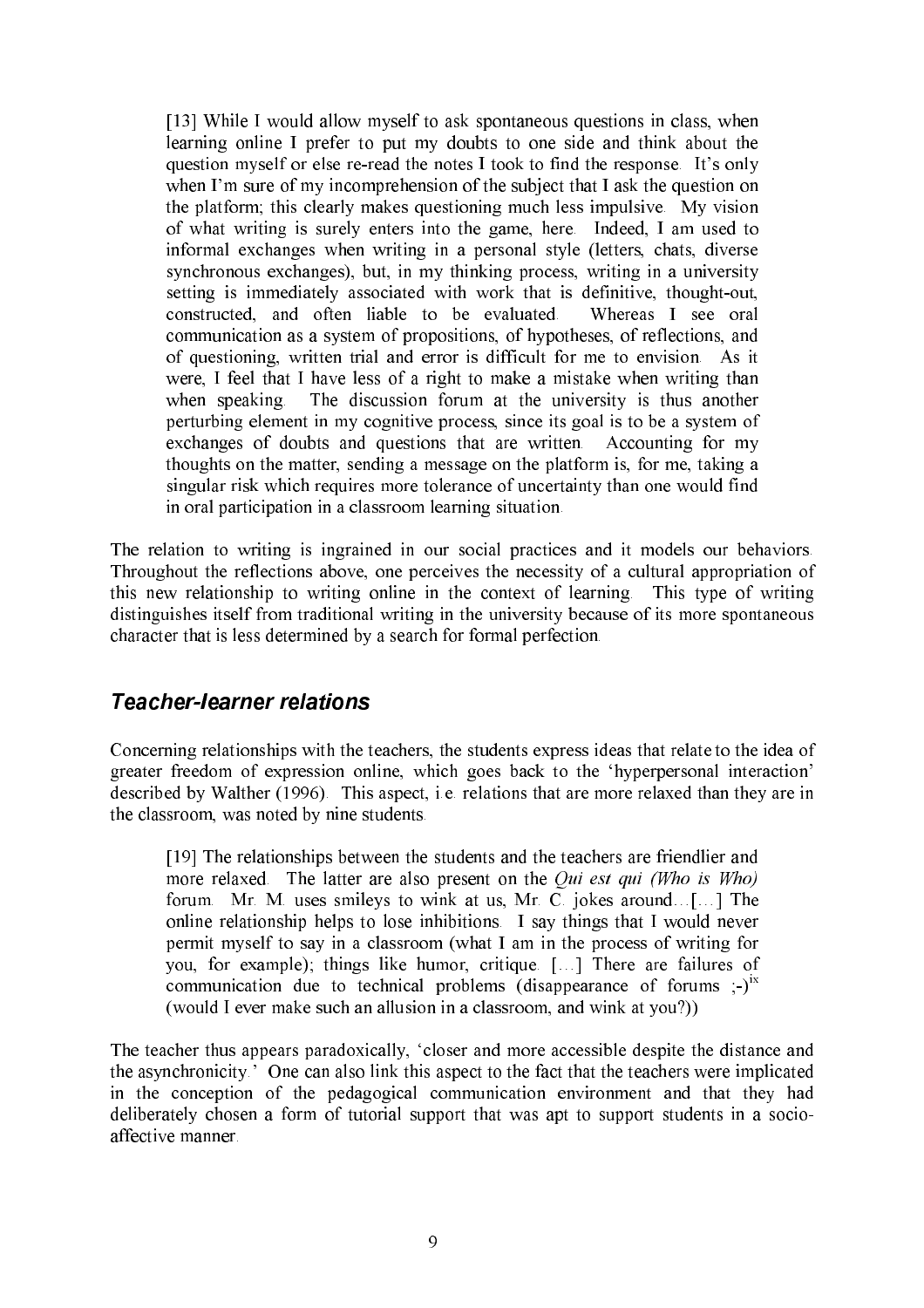> [13] While I would allow myself to ask spontaneous questions in class, when learning online I prefer to put my doubts to one side and think about the question myself or else re-read the notes I took to find the response. It's only when I'm sure of my incomprehension of the subject that I ask the question on the platform; this clearly makes questioning much less impulsive. My vision of what writing is surely enters into the game, here. Indeed, I am used to informal exchanges when writing in a personal style (letters, chats, diverse synchronous exchanges), but, in my thinking process, writing in a university setting is immediately associated with work that is definitive, thought-out, constructed, and often liable to be evaluated. Whereas I see oral communication as a system of propositions, of hypotheses, of reflections, and of questioning, written trial and error is difficult for me to envision. As it were, I feel that I have less of a right to make a mistake when writing than when speaking. The discussion forum at the university is thus another perturbing element in my cognitive process, since its goal is to be a system of exchanges of doubts and questions that are written. Accounting for my thoughts on the matter, sending a message on the platform is, for me, taking a singular risk which requires more tolerance of uncertainty than one would find in oral participation in a classroom learning situation.

The relation to writing is ingrained in our social practices and it models our behaviors. Throughout the reflections above, one perceives the necessity of a cultural appropriation of this new relationship to writing online in the context of learning. This type of writing distinguishes itself from traditional writing in the university because of its more spontaneous character that is less determined by a search for formal perfection.

## Teacher-learner relations

Concerning relationships with the teachers, the students express ideas that relate to the idea of greater freedom of expression online, which goes back to the 'hyperpersonal interaction' described by Walther (1996). This aspect, i.e. relations that are more relaxed than they are in the classroom, was noted by nine students.

> [19] The relationships between the students and the teachers are friendlier and more relaxed. The latter are also present on the *Qui est qui (Who is Who)* forum. Mr. M. uses smileys to wink at us, Mr. C. jokes around…[…] The online relationship helps to lose inhibitions. I say things that I would never permit myself to say in a classroom (what I am in the process of writing for you, for example); things like humor, critique. […] There are failures of communication due to technical problems (disappearance of forums ;-)[ix] (would I ever make such an allusion in a classroom, and wink at you?))

The teacher thus appears paradoxically, 'closer and more accessible despite the distance and the asynchronicity.' One can also link this aspect to the fact that the teachers were implicated in the conception of the pedagogical communication environment and that they had deliberately chosen a form of tutorial support that was apt to support students in a socio-affective manner.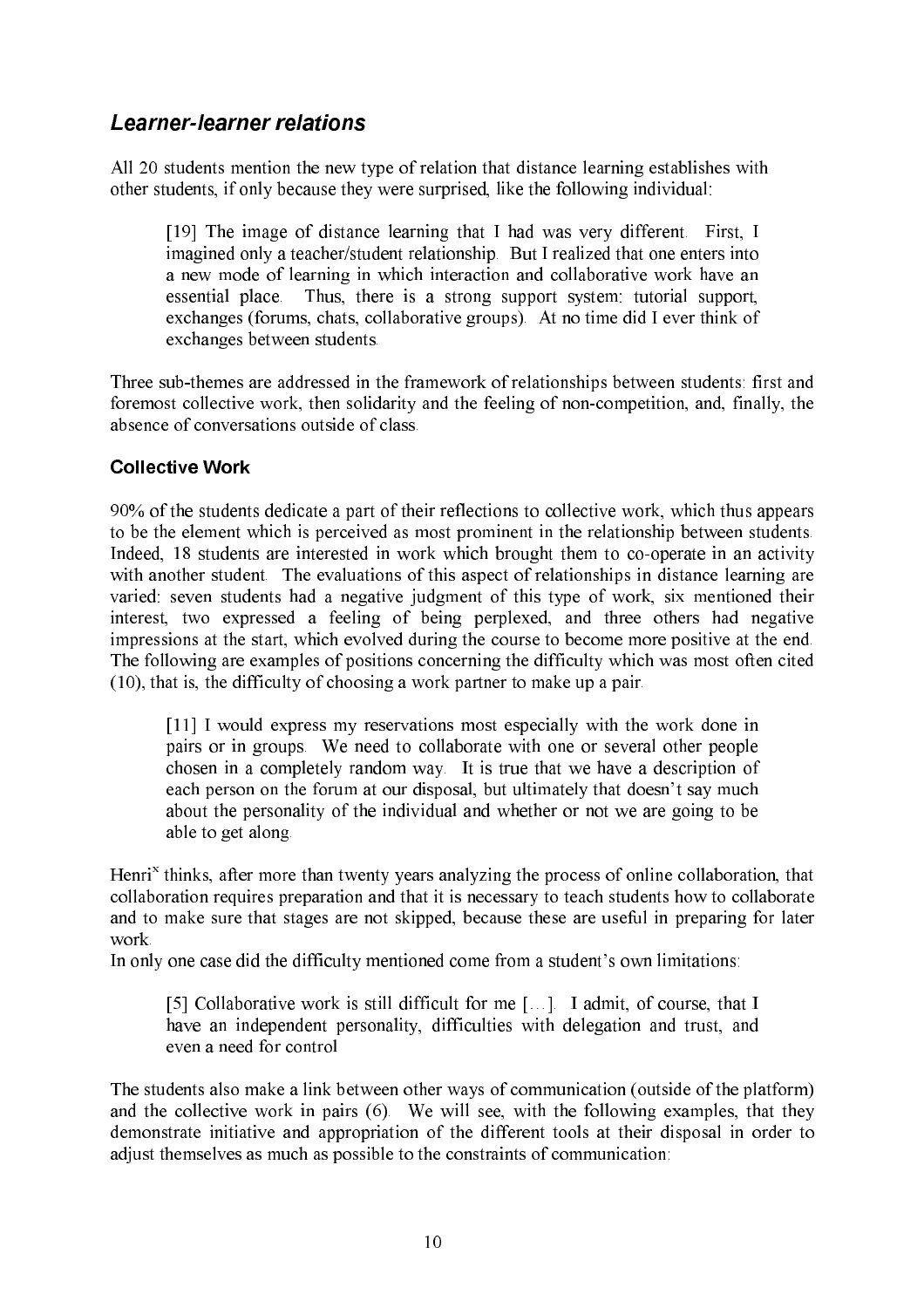## *Learner-learner relations*

All 20 students mention the new type of relation that distance learning establishes with other students, if only because they were surprised, like the following individual:

> [19] The image of distance learning that I had was very different. First, I imagined only a teacher/student relationship. But I realized that one enters into a new mode of learning in which interaction and collaborative work have an essential place. Thus, there is a strong support system: tutorial support, exchanges (forums, chats, collaborative groups). At no time did I ever think of exchanges between students.

Three sub-themes are addressed in the framework of relationships between students: first and foremost collective work, then solidarity and the feeling of non-competition, and, finally, the absence of conversations outside of class.

### Collective Work

90% of the students dedicate a part of their reflections to collective work, which thus appears to be the element which is perceived as most prominent in the relationship between students. Indeed, 18 students are interested in work which brought them to co-operate in an activity with another student. The evaluations of this aspect of relationships in distance learning are varied: seven students had a negative judgment of this type of work, six mentioned their interest, two expressed a feeling of being perplexed, and three others had negative impressions at the start, which evolved during the course to become more positive at the end. The following are examples of positions concerning the difficulty which was most often cited (10), that is, the difficulty of choosing a work partner to make up a pair.

> [11] I would express my reservations most especially with the work done in pairs or in groups. We need to collaborate with one or several other people chosen in a completely random way. It is true that we have a description of each person on the forum at our disposal, but ultimately that doesn't say much about the personality of the individual and whether or not we are going to be able to get along.

Henri[x] thinks, after more than twenty years analyzing the process of online collaboration, that collaboration requires preparation and that it is necessary to teach students how to collaborate and to make sure that stages are not skipped, because these are useful in preparing for later work.

In only one case did the difficulty mentioned come from a student's own limitations:

> [5] Collaborative work is still difficult for me [...]. I admit, of course, that I have an independent personality, difficulties with delegation and trust, and even a need for control

The students also make a link between other ways of communication (outside of the platform) and the collective work in pairs (6). We will see, with the following examples, that they demonstrate initiative and appropriation of the different tools at their disposal in order to adjust themselves as much as possible to the constraints of communication: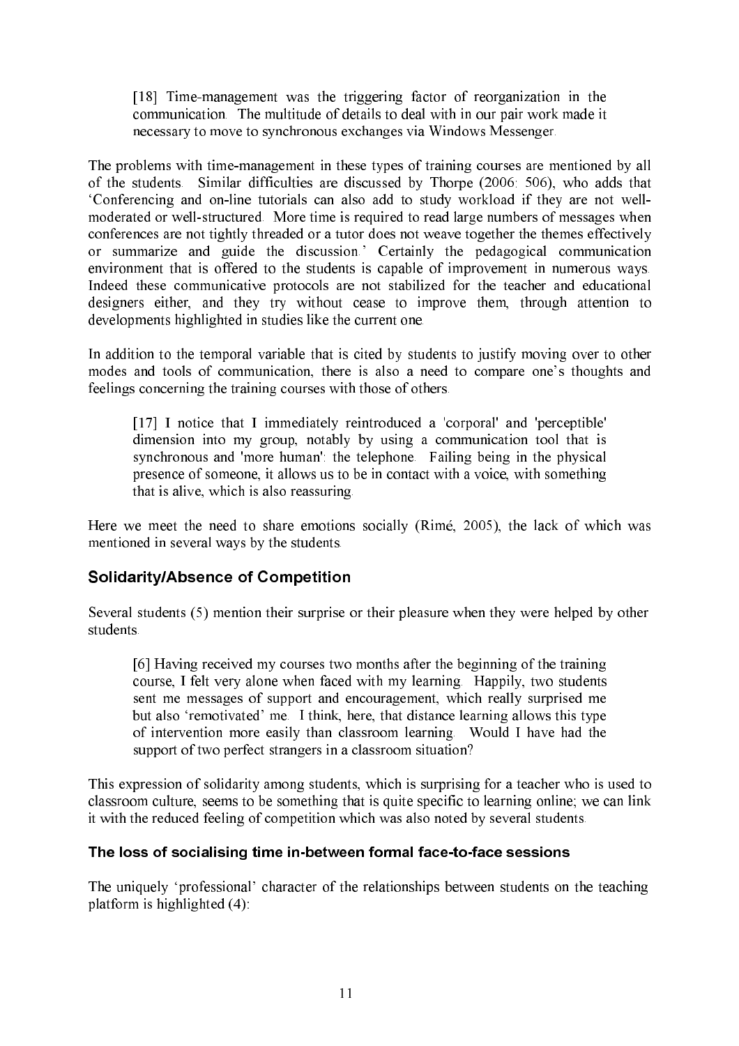> [18] Time-management was the triggering factor of reorganization in the communication. The multitude of details to deal with in our pair work made it necessary to move to synchronous exchanges via Windows Messenger.

The problems with time-management in these types of training courses are mentioned by all of the students. Similar difficulties are discussed by Thorpe (2006: 506), who adds that 'Conferencing and on-line tutorials can also add to study workload if they are not well-moderated or well-structured. More time is required to read large numbers of messages when conferences are not tightly threaded or a tutor does not weave together the themes effectively or summarize and guide the discussion.' Certainly the pedagogical communication environment that is offered to the students is capable of improvement in numerous ways. Indeed these communicative protocols are not stabilized for the teacher and educational designers either, and they try without cease to improve them, through attention to developments highlighted in studies like the current one.

In addition to the temporal variable that is cited by students to justify moving over to other modes and tools of communication, there is also a need to compare one's thoughts and feelings concerning the training courses with those of others.

> [17] I notice that I immediately reintroduced a 'corporal' and 'perceptible' dimension into my group, notably by using a communication tool that is synchronous and 'more human': the telephone. Failing being in the physical presence of someone, it allows us to be in contact with a voice, with something that is alive, which is also reassuring.

Here we meet the need to share emotions socially (Rimé, 2005), the lack of which was mentioned in several ways by the students.

## Solidarity/Absence of Competition

Several students (5) mention their surprise or their pleasure when they were helped by other students.

> [6] Having received my courses two months after the beginning of the training course, I felt very alone when faced with my learning. Happily, two students sent me messages of support and encouragement, which really surprised me but also 'remotivated' me. I think, here, that distance learning allows this type of intervention more easily than classroom learning. Would I have had the support of two perfect strangers in a classroom situation?

This expression of solidarity among students, which is surprising for a teacher who is used to classroom culture, seems to be something that is quite specific to learning online; we can link it with the reduced feeling of competition which was also noted by several students.

### The loss of socialising time in-between formal face-to-face sessions

The uniquely 'professional' character of the relationships between students on the teaching platform is highlighted (4):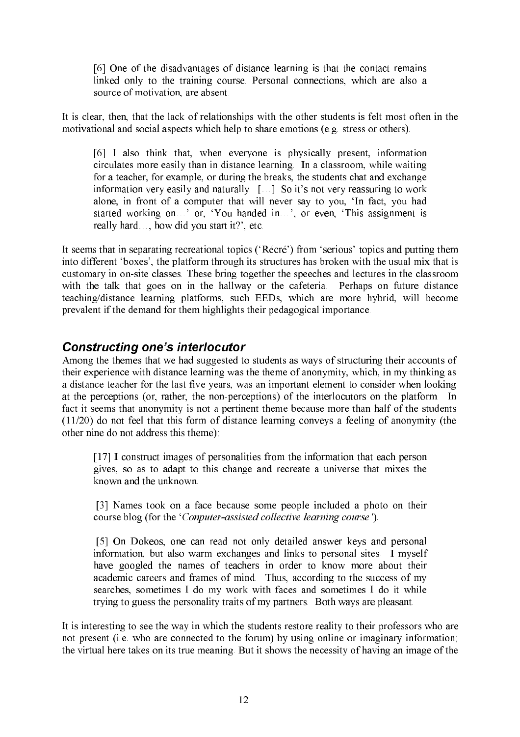> [6] One of the disadvantages of distance learning is that the contact remains linked only to the training course. Personal connections, which are also a source of motivation, are absent.

It is clear, then, that the lack of relationships with the other students is felt most often in the motivational and social aspects which help to share emotions (e.g. stress or others).

> [6] I also think that, when everyone is physically present, information circulates more easily than in distance learning. In a classroom, while waiting for a teacher, for example, or during the breaks, the students chat and exchange information very easily and naturally. […] So it's not very reassuring to work alone, in front of a computer that will never say to you, 'In fact, you had started working on…' or, 'You handed in…', or even, 'This assignment is really hard…, how did you start it?', etc.

It seems that in separating recreational topics ('Récré') from 'serious' topics and putting them into different 'boxes', the platform through its structures has broken with the usual mix that is customary in on-site classes. These bring together the speeches and lectures in the classroom with the talk that goes on in the hallway or the cafeteria. Perhaps on future distance teaching/distance learning platforms, such EEDs, which are more hybrid, will become prevalent if the demand for them highlights their pedagogical importance.

### *Constructing one's interlocutor*

Among the themes that we had suggested to students as ways of structuring their accounts of their experience with distance learning was the theme of anonymity, which, in my thinking as a distance teacher for the last five years, was an important element to consider when looking at the perceptions (or, rather, the non-perceptions) of the interlocutors on the platform. In fact it seems that anonymity is not a pertinent theme because more than half of the students (11/20) do not feel that this form of distance learning conveys a feeling of anonymity (the other nine do not address this theme):

> [17] I construct images of personalities from the information that each person gives, so as to adapt to this change and recreate a universe that mixes the known and the unknown.

> [3] Names took on a face because some people included a photo on their course blog (for the '*Computer-assisted collective learning course*').

> [5] On Dokeos, one can read not only detailed answer keys and personal information, but also warm exchanges and links to personal sites. I myself have googled the names of teachers in order to know more about their academic careers and frames of mind. Thus, according to the success of my searches, sometimes I do my work with faces and sometimes I do it while trying to guess the personality traits of my partners. Both ways are pleasant.

It is interesting to see the way in which the students restore reality to their professors who are not present (i.e. who are connected to the forum) by using online or imaginary information; the virtual here takes on its true meaning. But it shows the necessity of having an image of the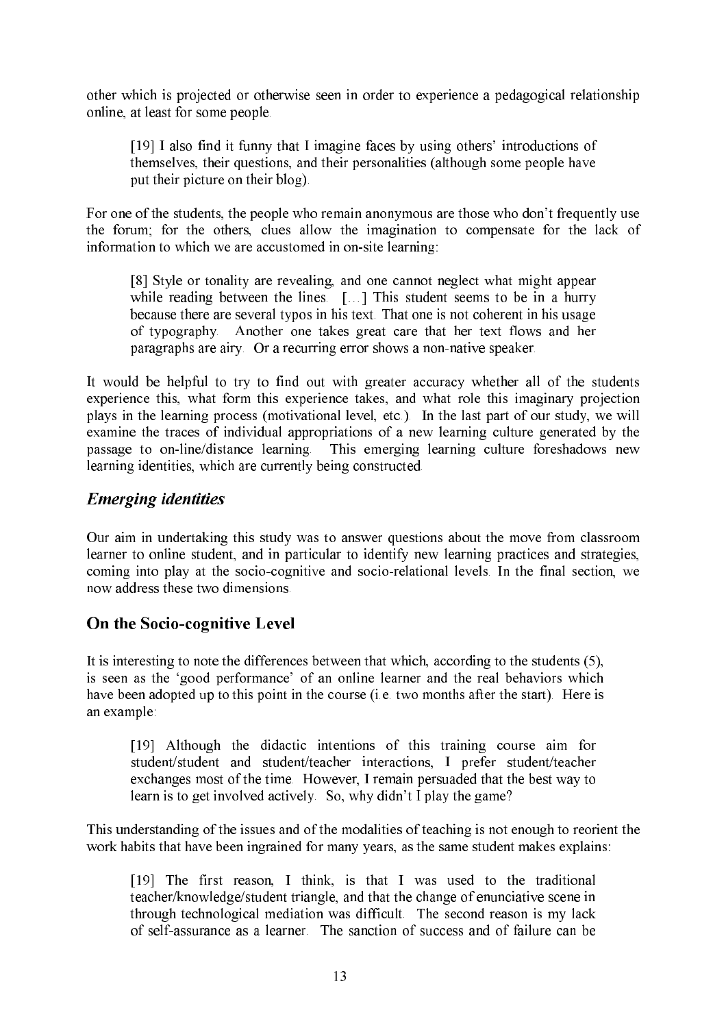other which is projected or otherwise seen in order to experience a pedagogical relationship online, at least for some people.

> [19] I also find it funny that I imagine faces by using others' introductions of themselves, their questions, and their personalities (although some people have put their picture on their blog).

For one of the students, the people who remain anonymous are those who don't frequently use the forum; for the others, clues allow the imagination to compensate for the lack of information to which we are accustomed in on-site learning:

> [8] Style or tonality are revealing, and one cannot neglect what might appear while reading between the lines. […] This student seems to be in a hurry because there are several typos in his text. That one is not coherent in his usage of typography. Another one takes great care that her text flows and her paragraphs are airy. Or a recurring error shows a non-native speaker.

It would be helpful to try to find out with greater accuracy whether all of the students experience this, what form this experience takes, and what role this imaginary projection plays in the learning process (motivational level, etc.). In the last part of our study, we will examine the traces of individual appropriations of a new learning culture generated by the passage to on-line/distance learning. This emerging learning culture foreshadows new learning identities, which are currently being constructed.

## *Emerging identities*

Our aim in undertaking this study was to answer questions about the move from classroom learner to online student, and in particular to identify new learning practices and strategies, coming into play at the socio-cognitive and socio-relational levels. In the final section, we now address these two dimensions.

## On the Socio-cognitive Level

It is interesting to note the differences between that which, according to the students (5), is seen as the 'good performance' of an online learner and the real behaviors which have been adopted up to this point in the course (i.e. two months after the start). Here is an example:

> [19] Although the didactic intentions of this training course aim for student/student and student/teacher interactions, I prefer student/teacher exchanges most of the time. However, I remain persuaded that the best way to learn is to get involved actively. So, why didn't I play the game?

This understanding of the issues and of the modalities of teaching is not enough to reorient the work habits that have been ingrained for many years, as the same student makes explains:

> [19] The first reason, I think, is that I was used to the traditional teacher/knowledge/student triangle, and that the change of enunciative scene in through technological mediation was difficult. The second reason is my lack of self-assurance as a learner. The sanction of success and of failure can be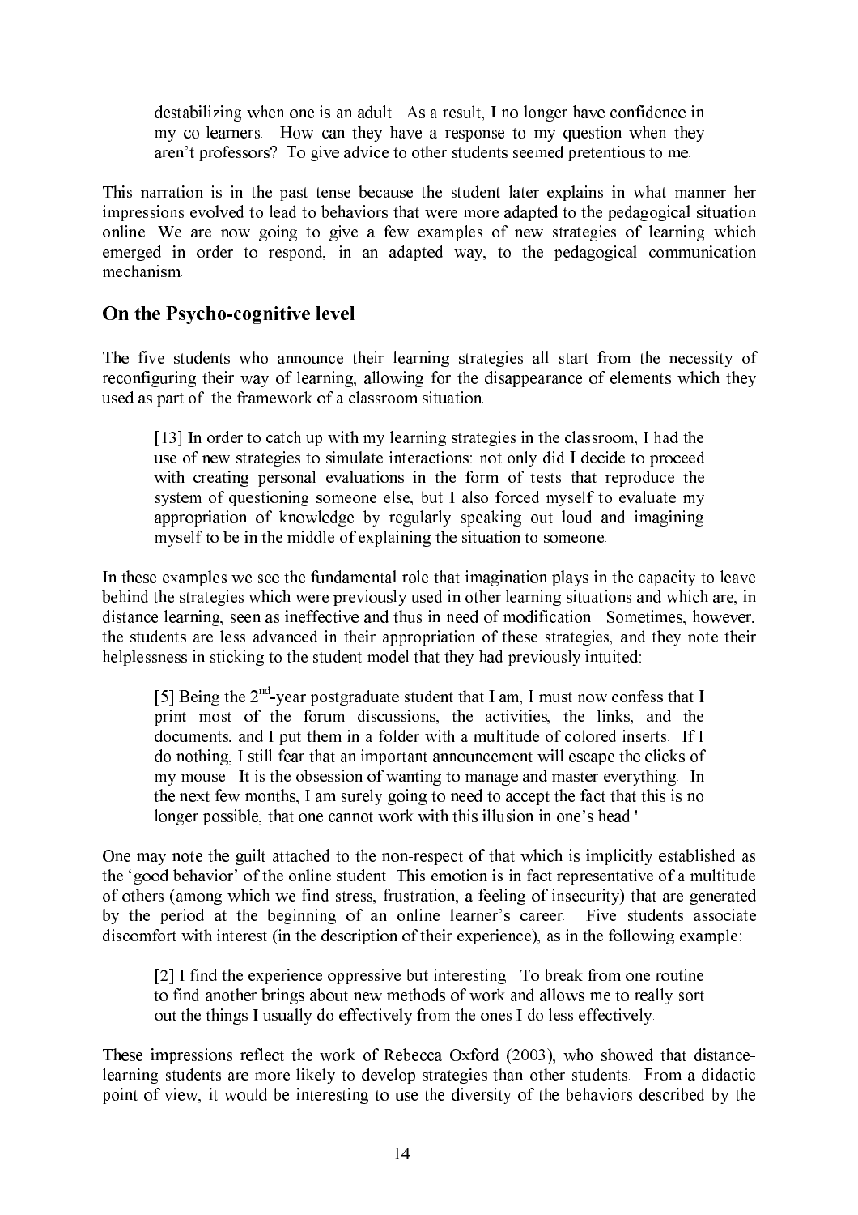> destabilizing when one is an adult. As a result, I no longer have confidence in my co-learners. How can they have a response to my question when they aren't professors? To give advice to other students seemed pretentious to me.

This narration is in the past tense because the student later explains in what manner her impressions evolved to lead to behaviors that were more adapted to the pedagogical situation online. We are now going to give a few examples of new strategies of learning which emerged in order to respond, in an adapted way, to the pedagogical communication mechanism.

## On the Psycho-cognitive level

The five students who announce their learning strategies all start from the necessity of reconfiguring their way of learning, allowing for the disappearance of elements which they used as part of the framework of a classroom situation.

> [13] In order to catch up with my learning strategies in the classroom, I had the use of new strategies to simulate interactions: not only did I decide to proceed with creating personal evaluations in the form of tests that reproduce the system of questioning someone else, but I also forced myself to evaluate my appropriation of knowledge by regularly speaking out loud and imagining myself to be in the middle of explaining the situation to someone.

In these examples we see the fundamental role that imagination plays in the capacity to leave behind the strategies which were previously used in other learning situations and which are, in distance learning, seen as ineffective and thus in need of modification. Sometimes, however, the students are less advanced in their appropriation of these strategies, and they note their helplessness in sticking to the student model that they had previously intuited:

> [5] Being the 2nd-year postgraduate student that I am, I must now confess that I print most of the forum discussions, the activities, the links, and the documents, and I put them in a folder with a multitude of colored inserts. If I do nothing, I still fear that an important announcement will escape the clicks of my mouse. It is the obsession of wanting to manage and master everything. In the next few months, I am surely going to need to accept the fact that this is no longer possible, that one cannot work with this illusion in one's head.'

One may note the guilt attached to the non-respect of that which is implicitly established as the 'good behavior' of the online student. This emotion is in fact representative of a multitude of others (among which we find stress, frustration, a feeling of insecurity) that are generated by the period at the beginning of an online learner's career. Five students associate discomfort with interest (in the description of their experience), as in the following example:

> [2] I find the experience oppressive but interesting. To break from one routine to find another brings about new methods of work and allows me to really sort out the things I usually do effectively from the ones I do less effectively.

These impressions reflect the work of Rebecca Oxford (2003), who showed that distance-learning students are more likely to develop strategies than other students. From a didactic point of view, it would be interesting to use the diversity of the behaviors described by the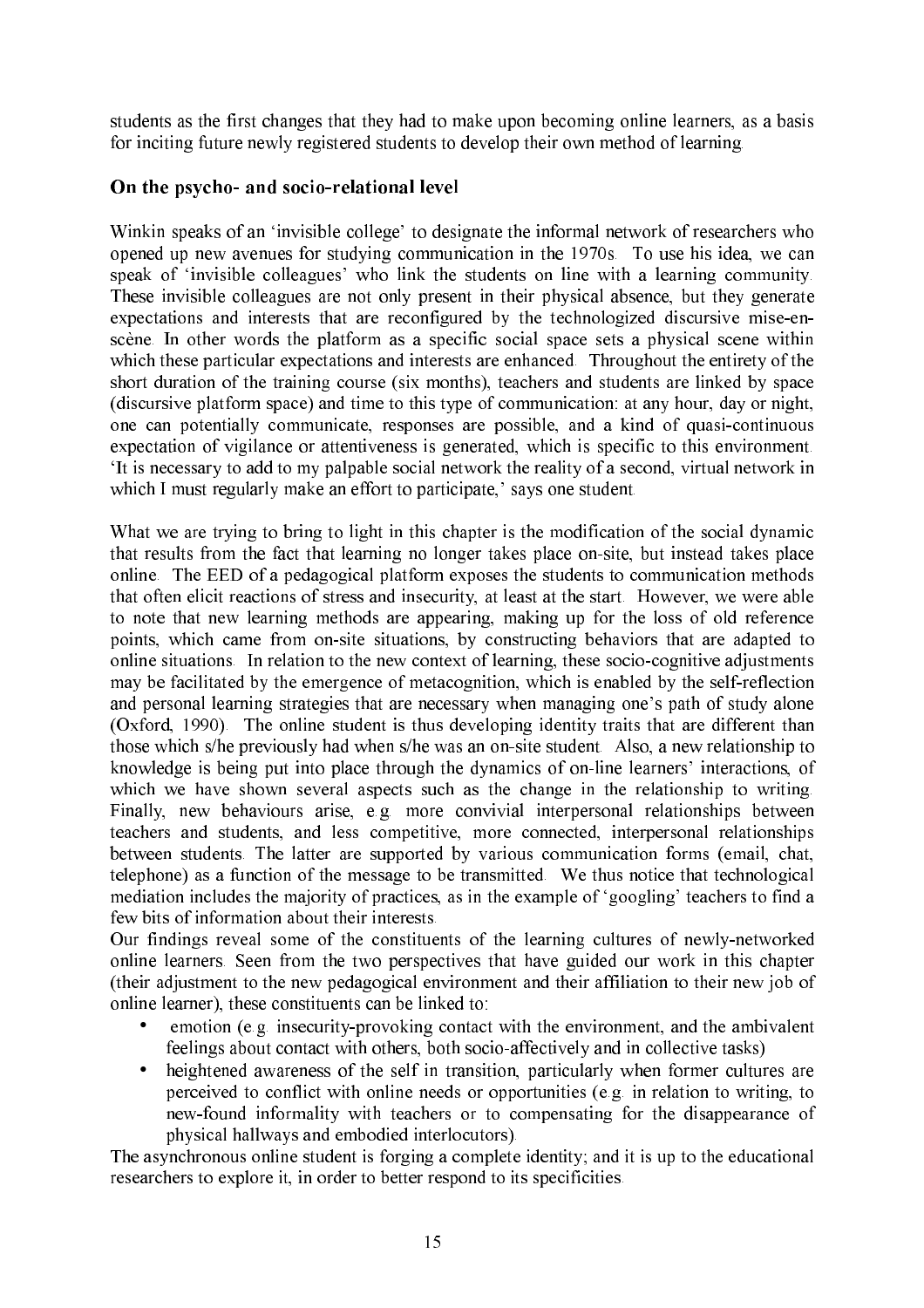students as the first changes that they had to make upon becoming online learners, as a basis for inciting future newly registered students to develop their own method of learning.

## On the psycho- and socio-relational level

Winkin speaks of an 'invisible college' to designate the informal network of researchers who opened up new avenues for studying communication in the 1970s. To use his idea, we can speak of 'invisible colleagues' who link the students on line with a learning community. These invisible colleagues are not only present in their physical absence, but they generate expectations and interests that are reconfigured by the technologized discursive mise-en-scène. In other words the platform as a specific social space sets a physical scene within which these particular expectations and interests are enhanced. Throughout the entirety of the short duration of the training course (six months), teachers and students are linked by space (discursive platform space) and time to this type of communication: at any hour, day or night, one can potentially communicate, responses are possible, and a kind of quasi-continuous expectation of vigilance or attentiveness is generated, which is specific to this environment. 'It is necessary to add to my palpable social network the reality of a second, virtual network in which I must regularly make an effort to participate,' says one student.

What we are trying to bring to light in this chapter is the modification of the social dynamic that results from the fact that learning no longer takes place on-site, but instead takes place online. The EED of a pedagogical platform exposes the students to communication methods that often elicit reactions of stress and insecurity, at least at the start. However, we were able to note that new learning methods are appearing, making up for the loss of old reference points, which came from on-site situations, by constructing behaviors that are adapted to online situations. In relation to the new context of learning, these socio-cognitive adjustments may be facilitated by the emergence of metacognition, which is enabled by the self-reflection and personal learning strategies that are necessary when managing one's path of study alone (Oxford, 1990). The online student is thus developing identity traits that are different than those which s/he previously had when s/he was an on-site student. Also, a new relationship to knowledge is being put into place through the dynamics of on-line learners' interactions, of which we have shown several aspects such as the change in the relationship to writing. Finally, new behaviours arise, e.g. more convivial interpersonal relationships between teachers and students, and less competitive, more connected, interpersonal relationships between students. The latter are supported by various communication forms (email, chat, telephone) as a function of the message to be transmitted. We thus notice that technological mediation includes the majority of practices, as in the example of 'googling' teachers to find a few bits of information about their interests.

Our findings reveal some of the constituents of the learning cultures of newly-networked online learners. Seen from the two perspectives that have guided our work in this chapter (their adjustment to the new pedagogical environment and their affiliation to their new job of online learner), these constituents can be linked to:

- emotion (e.g. insecurity-provoking contact with the environment, and the ambivalent feelings about contact with others, both socio-affectively and in collective tasks)
- heightened awareness of the self in transition, particularly when former cultures are perceived to conflict with online needs or opportunities (e.g. in relation to writing, to new-found informality with teachers or to compensating for the disappearance of physical hallways and embodied interlocutors).

The asynchronous online student is forging a complete identity; and it is up to the educational researchers to explore it, in order to better respond to its specificities.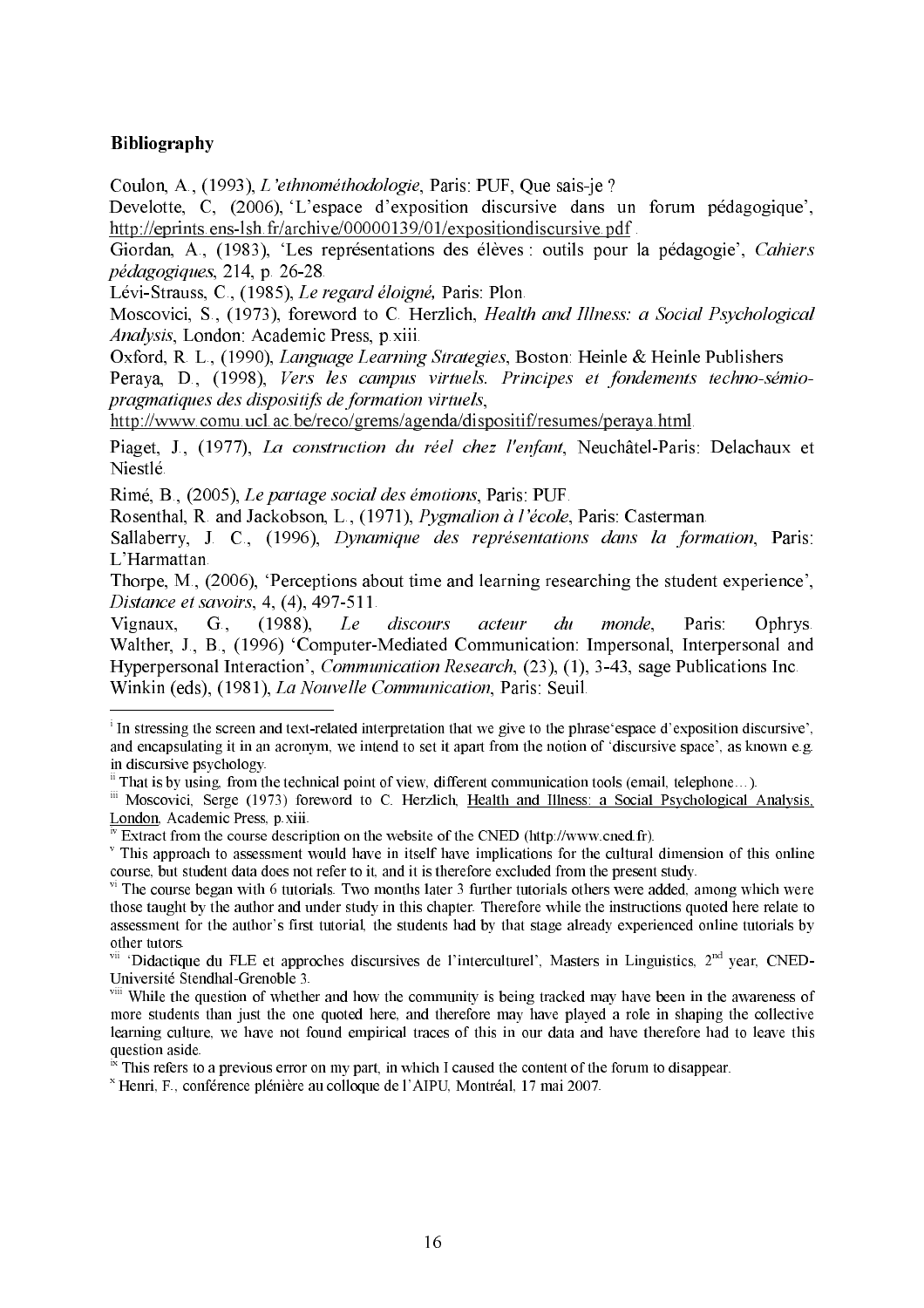**Bibliography**

Coulon, A., (1993), *L'ethnométhodologie*, Paris: PUF, Que sais-je ?

Develotte, C, (2006), 'L'espace d'exposition discursive dans un forum pédagogique', http://eprints.ens-lsh.fr/archive/00000139/01/expositiondiscursive.pdf .

Giordan, A., (1983), 'Les représentations des élèves : outils pour la pédagogie', *Cahiers pédagogiques*, 214, p. 26-28.

Lévi-Strauss, C., (1985), *Le regard éloigné,* Paris: Plon.

Moscovici, S., (1973), foreword to C. Herzlich, *Health and Illness: a Social Psychological Analysis*, London: Academic Press, p.xiii.

Oxford, R. L., (1990), *Language Learning Strategies*, Boston: Heinle & Heinle Publishers

Peraya, D., (1998), *Vers les campus virtuels. Principes et fondements techno-sémio-pragmatiques des dispositifs de formation virtuels*, http://www.comu.ucl.ac.be/reco/grems/agenda/dispositif/resumes/peraya.html.

Piaget, J., (1977), *La construction du réel chez l'enfant*, Neuchâtel-Paris: Delachaux et Niestlé.

Rimé, B., (2005), *Le partage social des émotions*, Paris: PUF.

Rosenthal, R. and Jackobson, L., (1971), *Pygmalion à l'école*, Paris: Casterman.

Sallaberry, J. C., (1996), *Dynamique des représentations dans la formation*, Paris: L'Harmattan.

Thorpe, M., (2006), 'Perceptions about time and learning researching the student experience', *Distance et savoirs*, 4, (4), 497-511.

Vignaux, G., (1988), *Le discours acteur du monde*, Paris: Ophrys.

Walther, J., B., (1996) 'Computer-Mediated Communication: Impersonal, Interpersonal and Hyperpersonal Interaction', *Communication Research*, (23), (1), 3-43, sage Publications Inc.

Winkin (eds), (1981), *La Nouvelle Communication*, Paris: Seuil.

---

[i] In stressing the screen and text-related interpretation that we give to the phrase'espace d'exposition discursive', and encapsulating it in an acronym, we intend to set it apart from the notion of 'discursive space', as known e.g. in discursive psychology.

[ii] That is by using, from the technical point of view, different communication tools (email, telephone…).

[iii] Moscovici, Serge (1973) foreword to C. Herzlich, Health and Illness: a Social Psychological Analysis, London, Academic Press, p.xiii.

[iv] Extract from the course description on the website of the CNED (http://www.cned.fr).

[v] This approach to assessment would have in itself have implications for the cultural dimension of this online course, but student data does not refer to it, and it is therefore excluded from the present study.

[vi] The course began with 6 tutorials. Two months later 3 further tutorials others were added, among which were those taught by the author and under study in this chapter. Therefore while the instructions quoted here relate to assessment for the author's first tutorial, the students had by that stage already experienced online tutorials by other tutors.

[vii] 'Didactique du FLE et approches discursives de l'interculturel', Masters in Linguistics, 2nd year, CNED-Université Stendhal-Grenoble 3.

[viii] While the question of whether and how the community is being tracked may have been in the awareness of more students than just the one quoted here, and therefore may have played a role in shaping the collective learning culture, we have not found empirical traces of this in our data and have therefore had to leave this question aside.

[ix] This refers to a previous error on my part, in which I caused the content of the forum to disappear.

[x] Henri, F., conférence plénière au colloque de l'AIPU, Montréal, 17 mai 2007.